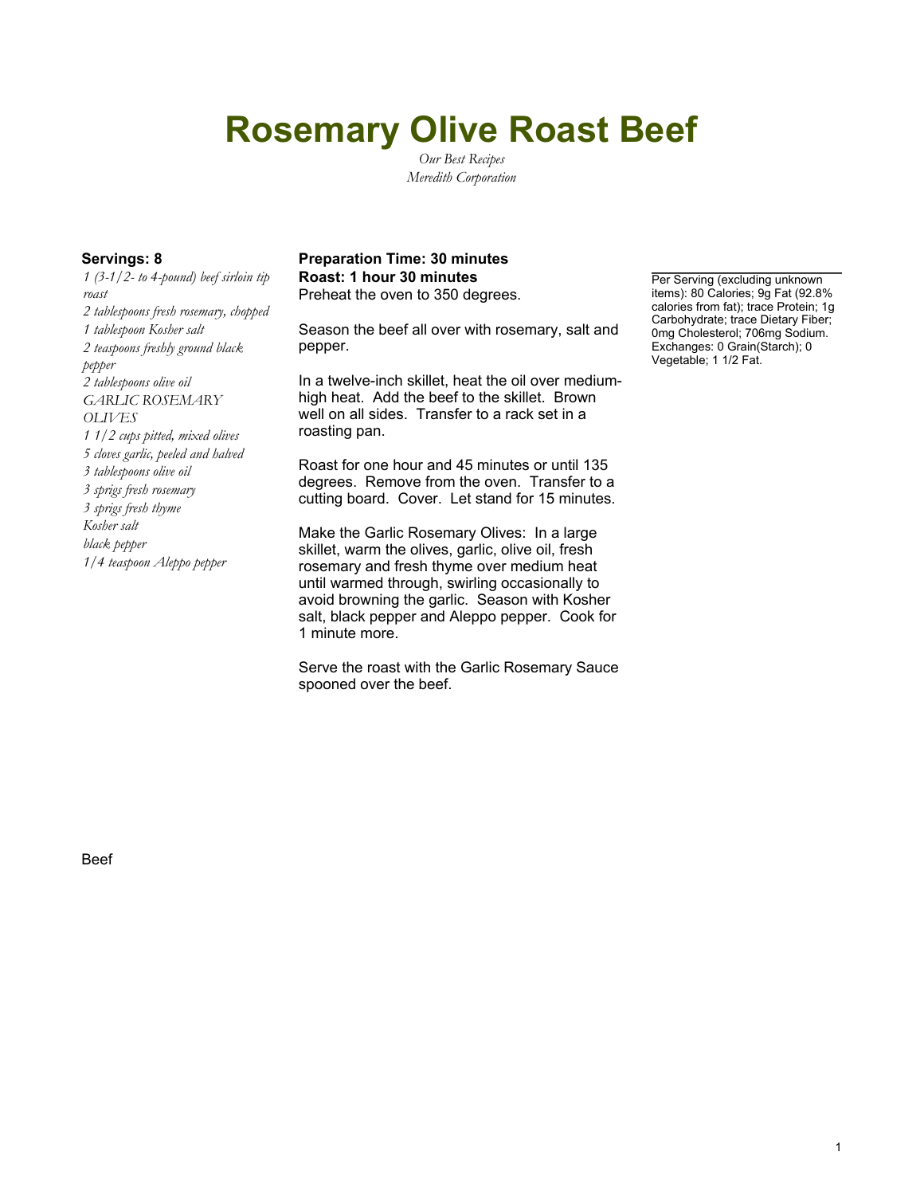# Rosemary Olive Roast Beef

*Our Best Recipes*
*Meredith Corporation*

**Servings: 8**

*1 (3-1/2- to 4-pound) beef sirloin tip roast*
*2 tablespoons fresh rosemary, chopped*
*1 tablespoon Kosher salt*
*2 teaspoons freshly ground black pepper*
*2 tablespoons olive oil*
*GARLIC ROSEMARY OLIVES*
*1 1/2 cups pitted, mixed olives*
*5 cloves garlic, peeled and halved*
*3 tablespoons olive oil*
*3 sprigs fresh rosemary*
*3 sprigs fresh thyme*
*Kosher salt*
*black pepper*
*1/4 teaspoon Aleppo pepper*

**Preparation Time: 30 minutes**
**Roast: 1 hour 30 minutes**

Preheat the oven to 350 degrees.

Season the beef all over with rosemary, salt and pepper.

In a twelve-inch skillet, heat the oil over medium-high heat. Add the beef to the skillet. Brown well on all sides. Transfer to a rack set in a roasting pan.

Roast for one hour and 45 minutes or until 135 degrees. Remove from the oven. Transfer to a cutting board. Cover. Let stand for 15 minutes.

Make the Garlic Rosemary Olives: In a large skillet, warm the olives, garlic, olive oil, fresh rosemary and fresh thyme over medium heat until warmed through, swirling occasionally to avoid browning the garlic. Season with Kosher salt, black pepper and Aleppo pepper. Cook for 1 minute more.

Serve the roast with the Garlic Rosemary Sauce spooned over the beef.

Per Serving (excluding unknown items): 80 Calories; 9g Fat (92.8% calories from fat); trace Protein; 1g Carbohydrate; trace Dietary Fiber; 0mg Cholesterol; 706mg Sodium. Exchanges: 0 Grain(Starch); 0 Vegetable; 1 1/2 Fat.

Beef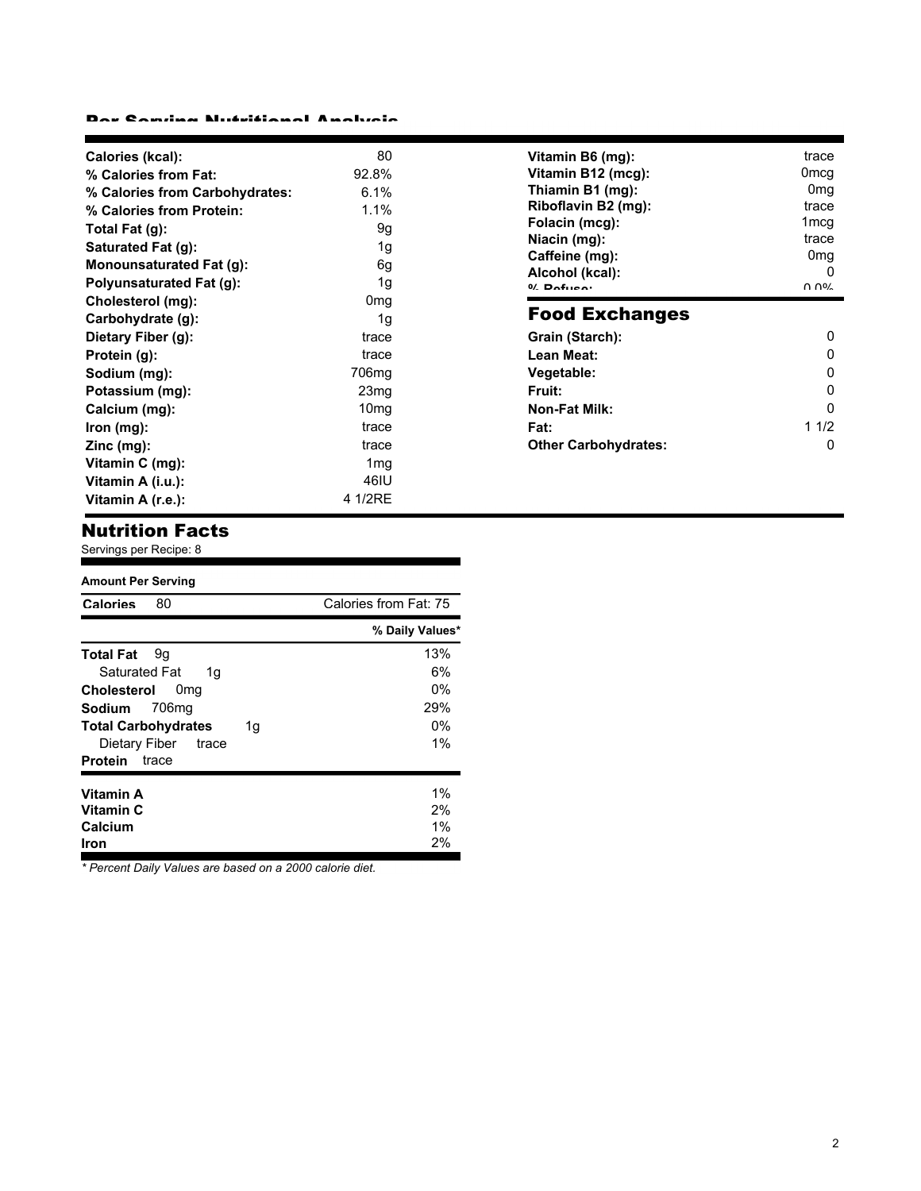## Per Serving Nutritional Analysis

| | |
|---|---|
| **Calories (kcal):** | 80 |
| **% Calories from Fat:** | 92.8% |
| **% Calories from Carbohydrates:** | 6.1% |
| **% Calories from Protein:** | 1.1% |
| **Total Fat (g):** | 9g |
| **Saturated Fat (g):** | 1g |
| **Monounsaturated Fat (g):** | 6g |
| **Polyunsaturated Fat (g):** | 1g |
| **Cholesterol (mg):** | 0mg |
| **Carbohydrate (g):** | 1g |
| **Dietary Fiber (g):** | trace |
| **Protein (g):** | trace |
| **Sodium (mg):** | 706mg |
| **Potassium (mg):** | 23mg |
| **Calcium (mg):** | 10mg |
| **Iron (mg):** | trace |
| **Zinc (mg):** | trace |
| **Vitamin C (mg):** | 1mg |
| **Vitamin A (i.u.):** | 46IU |
| **Vitamin A (r.e.):** | 4 1/2RE |
| **Vitamin B6 (mg):** | trace |
| **Vitamin B12 (mcg):** | 0mcg |
| **Thiamin B1 (mg):** | 0mg |
| **Riboflavin B2 (mg):** | trace |
| **Folacin (mcg):** | 1mcg |
| **Niacin (mg):** | trace |
| **Caffeine (mg):** | 0mg |
| **Alcohol (kcal):** | 0 |
| **% Refuse:** | 0.0% |

## Food Exchanges

| | |
|---|---|
| **Grain (Starch):** | 0 |
| **Lean Meat:** | 0 |
| **Vegetable:** | 0 |
| **Fruit:** | 0 |
| **Non-Fat Milk:** | 0 |
| **Fat:** | 1 1/2 |
| **Other Carbohydrates:** | 0 |

## Nutrition Facts

Servings per Recipe: 8

**Amount Per Serving**

| | |
|---|---|
| **Calories** 80 | Calories from Fat: 75 |
| | **% Daily Values*** |
| **Total Fat** 9g | 13% |
| Saturated Fat 1g | 6% |
| **Cholesterol** 0mg | 0% |
| **Sodium** 706mg | 29% |
| **Total Carbohydrates** 1g | 0% |
| Dietary Fiber trace | 1% |
| **Protein** trace | |
| **Vitamin A** | 1% |
| **Vitamin C** | 2% |
| **Calcium** | 1% |
| **Iron** | 2% |

*\* Percent Daily Values are based on a 2000 calorie diet.*